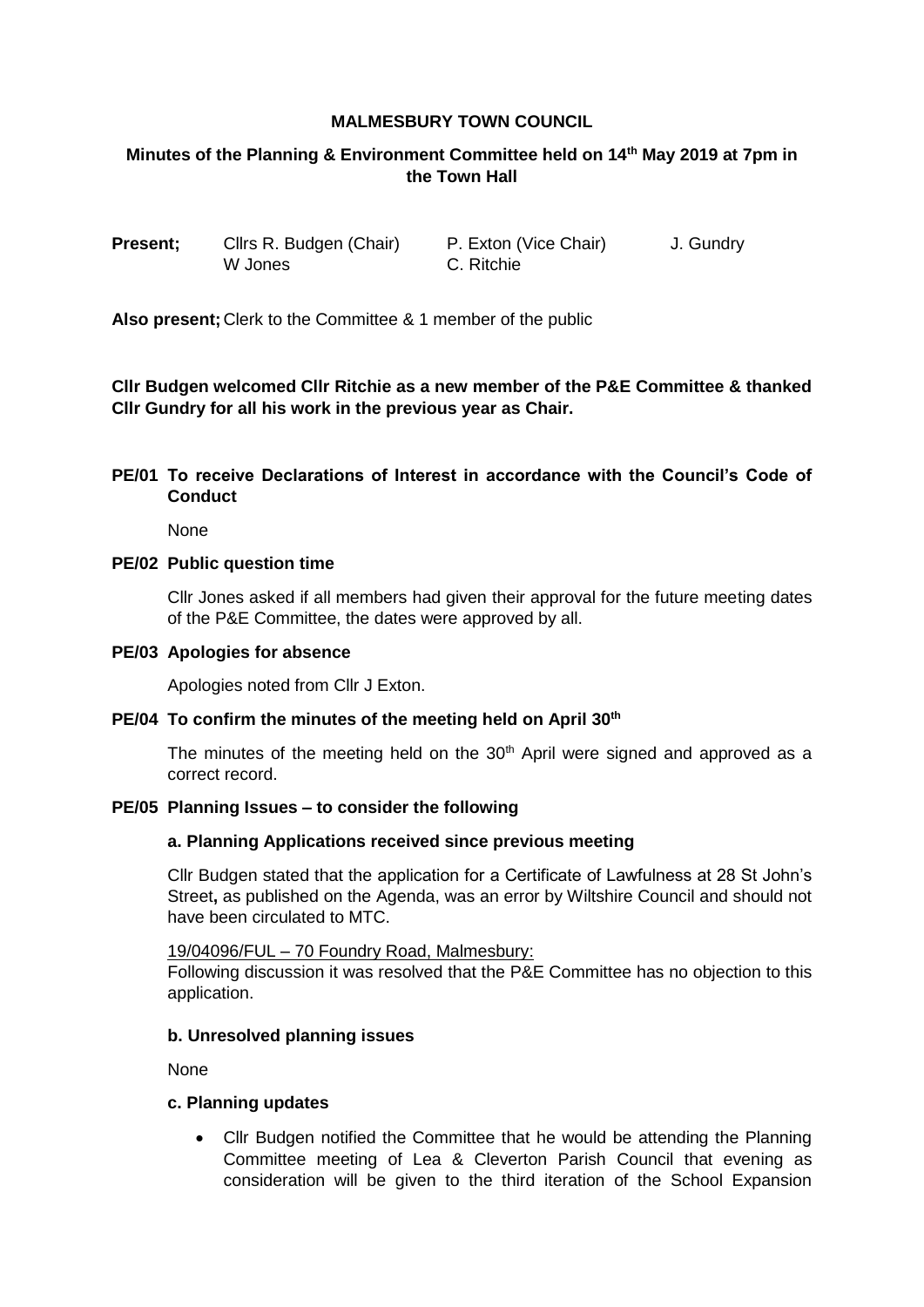# MALMESBURY TOWN COUNCIL

## Minutes of the Planning & Environment Committee held on 14th May 2019 at 7pm in the Town Hall

| | | | |
|---|---|---|---|
| **Present;** | Cllrs R. Budgen (Chair) | P. Exton (Vice Chair) | J. Gundry |
| | W Jones | C. Ritchie | |

**Also present;** Clerk to the Committee & 1 member of the public

**Cllr Budgen welcomed Cllr Ritchie as a new member of the P&E Committee & thanked Cllr Gundry for all his work in the previous year as Chair.**

### PE/01 To receive Declarations of Interest in accordance with the Council's Code of Conduct

None

### PE/02 Public question time

Cllr Jones asked if all members had given their approval for the future meeting dates of the P&E Committee, the dates were approved by all.

### PE/03 Apologies for absence

Apologies noted from Cllr J Exton.

### PE/04 To confirm the minutes of the meeting held on April 30th

The minutes of the meeting held on the 30th April were signed and approved as a correct record.

### PE/05 Planning Issues – to consider the following

#### a. Planning Applications received since previous meeting

Cllr Budgen stated that the application for a Certificate of Lawfulness at 28 St John's Street**,** as published on the Agenda, was an error by Wiltshire Council and should not have been circulated to MTC.

<u>19/04096/FUL – 70 Foundry Road, Malmesbury:</u>
Following discussion it was resolved that the P&E Committee has no objection to this application.

#### b. Unresolved planning issues

None

#### c. Planning updates

- Cllr Budgen notified the Committee that he would be attending the Planning Committee meeting of Lea & Cleverton Parish Council that evening as consideration will be given to the third iteration of the School Expansion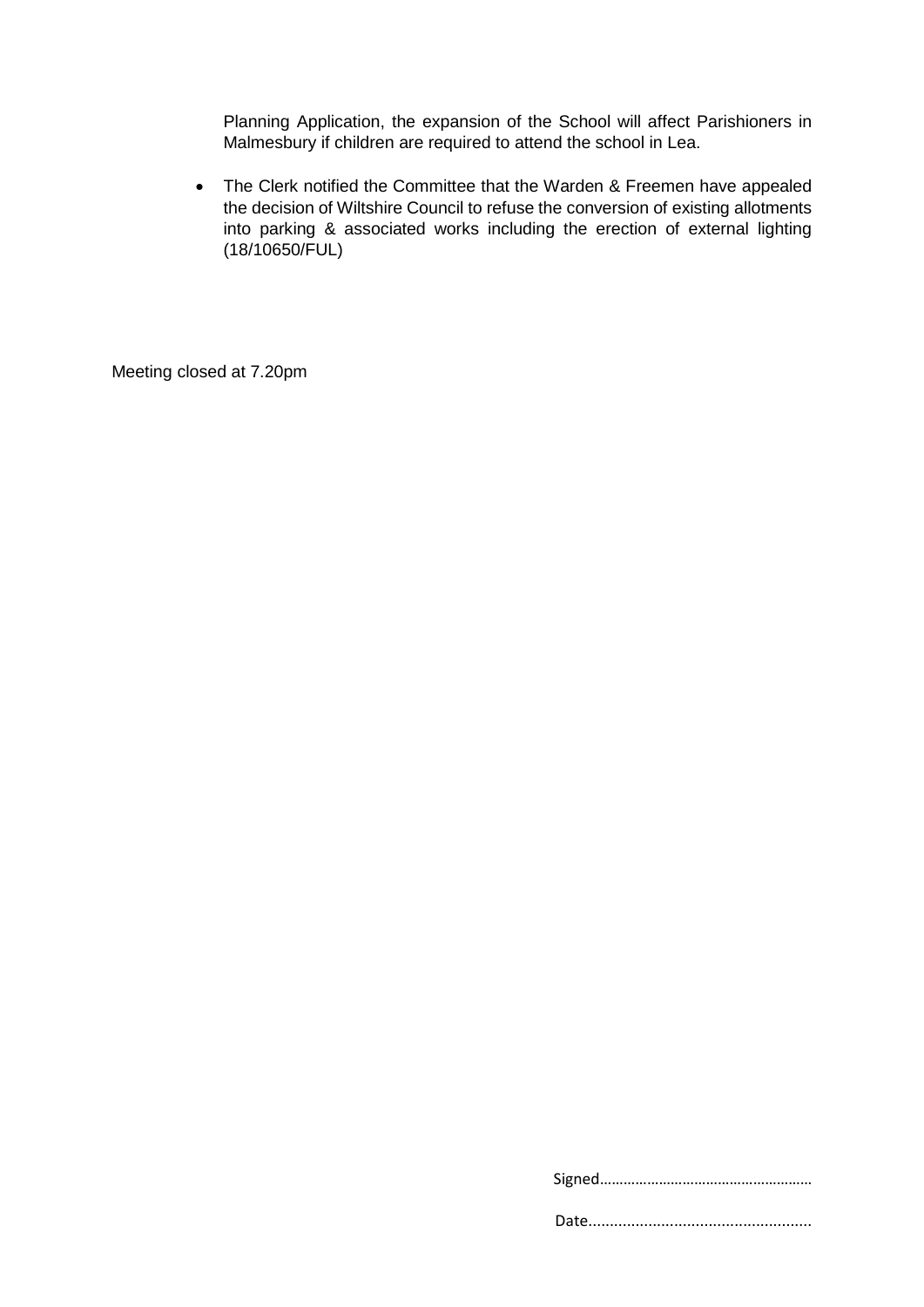Planning Application, the expansion of the School will affect Parishioners in Malmesbury if children are required to attend the school in Lea.

- The Clerk notified the Committee that the Warden & Freemen have appealed the decision of Wiltshire Council to refuse the conversion of existing allotments into parking & associated works including the erection of external lighting (18/10650/FUL)

Meeting closed at 7.20pm

Signed………………………………………………

Date....................................................